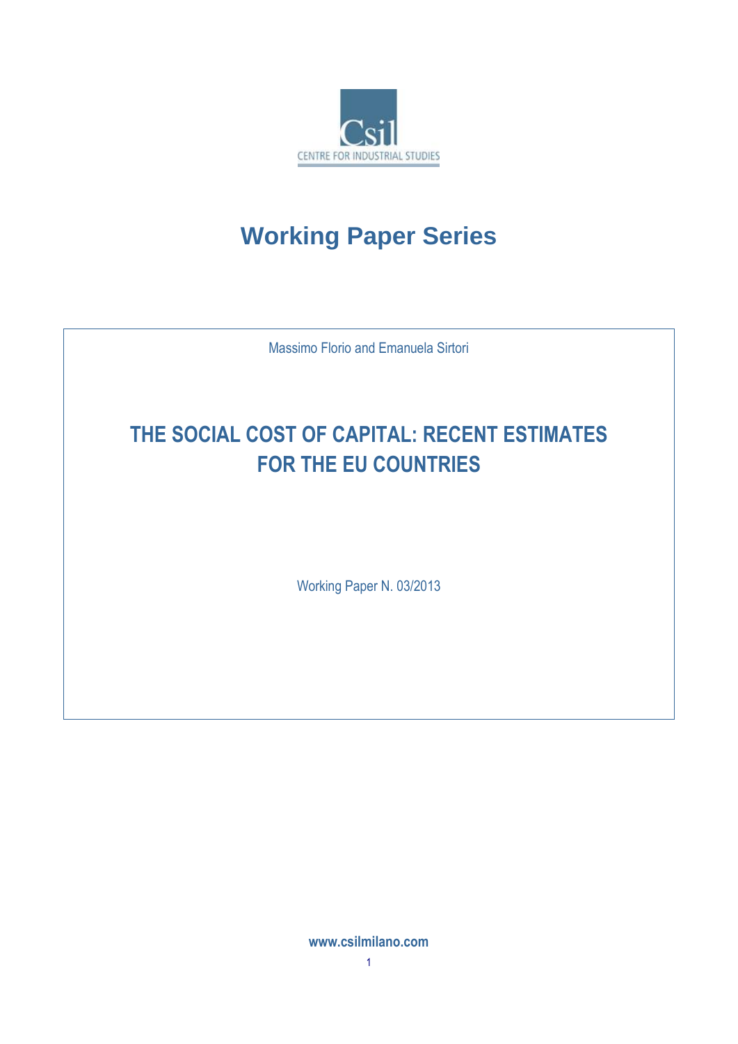Csil

CENTRE FOR INDUSTRIAL STUDIES

# Working Paper Series

Massimo Florio and Emanuela Sirtori

## THE SOCIAL COST OF CAPITAL: RECENT ESTIMATES FOR THE EU COUNTRIES

Working Paper N. 03/2013

**www.csilmilano.com**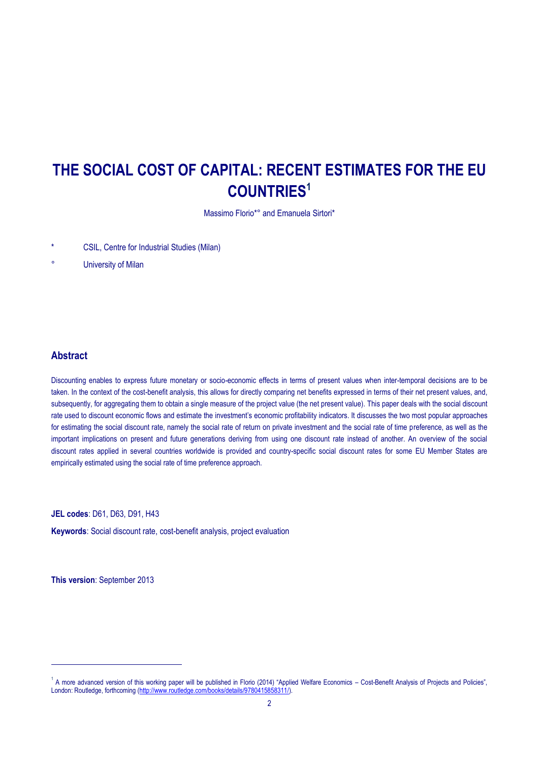# THE SOCIAL COST OF CAPITAL: RECENT ESTIMATES FOR THE EU COUNTRIES[1]

Massimo Florio*° and Emanuela Sirtori*

\* CSIL, Centre for Industrial Studies (Milan)

° University of Milan

## Abstract

Discounting enables to express future monetary or socio-economic effects in terms of present values when inter-temporal decisions are to be taken. In the context of the cost-benefit analysis, this allows for directly comparing net benefits expressed in terms of their net present values, and, subsequently, for aggregating them to obtain a single measure of the project value (the net present value). This paper deals with the social discount rate used to discount economic flows and estimate the investment's economic profitability indicators. It discusses the two most popular approaches for estimating the social discount rate, namely the social rate of return on private investment and the social rate of time preference, as well as the important implications on present and future generations deriving from using one discount rate instead of another. An overview of the social discount rates applied in several countries worldwide is provided and country-specific social discount rates for some EU Member States are empirically estimated using the social rate of time preference approach.

**JEL codes**: D61, D63, D91, H43

**Keywords**: Social discount rate, cost-benefit analysis, project evaluation

**This version**: September 2013

---

[1] A more advanced version of this working paper will be published in Florio (2014) "Applied Welfare Economics – Cost-Benefit Analysis of Projects and Policies", London: Routledge, forthcoming (http://www.routledge.com/books/details/9780415858311/).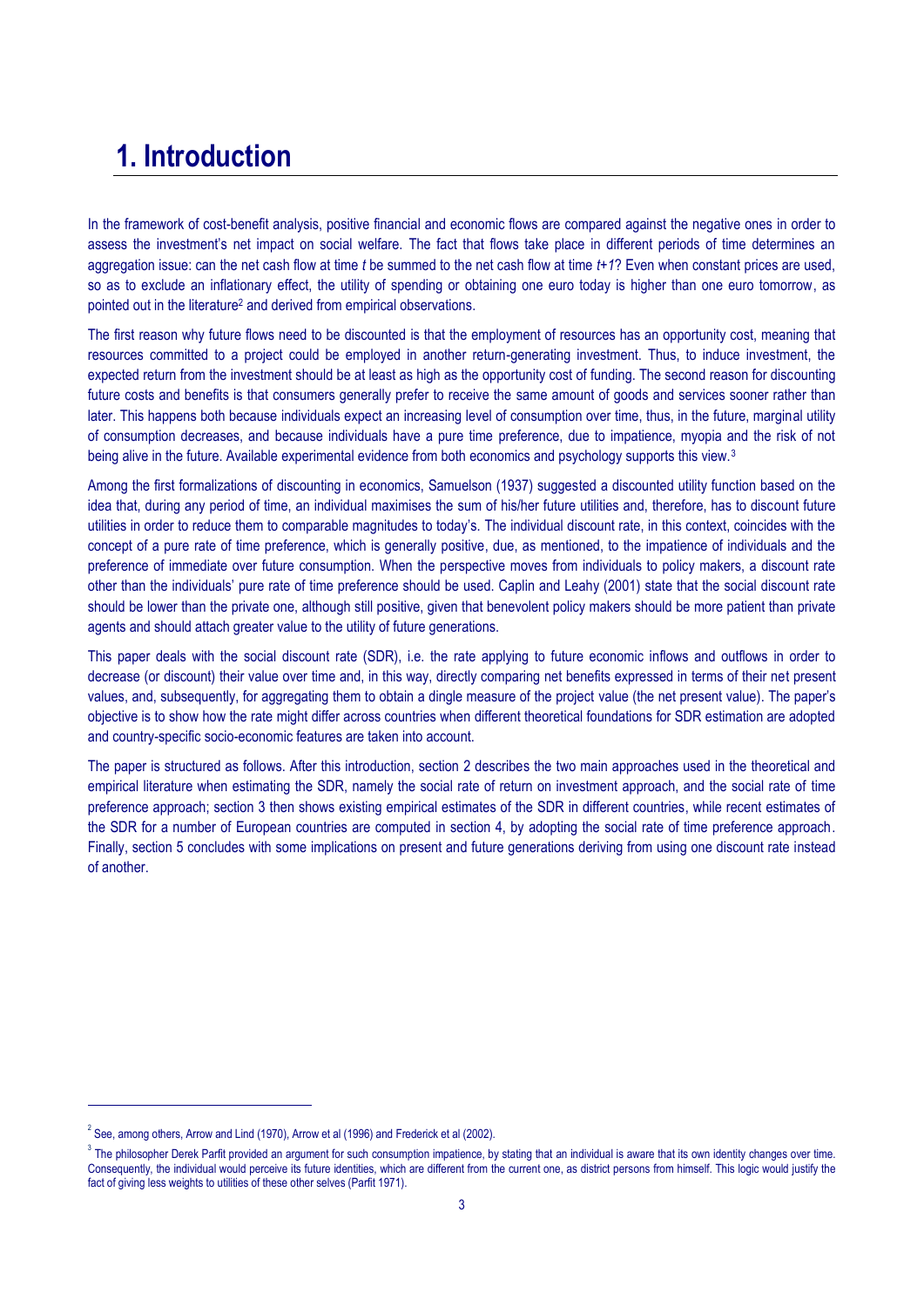# 1. Introduction

In the framework of cost-benefit analysis, positive financial and economic flows are compared against the negative ones in order to assess the investment's net impact on social welfare. The fact that flows take place in different periods of time determines an aggregation issue: can the net cash flow at time *t* be summed to the net cash flow at time *t+1*? Even when constant prices are used, so as to exclude an inflationary effect, the utility of spending or obtaining one euro today is higher than one euro tomorrow, as pointed out in the literature[2] and derived from empirical observations.

The first reason why future flows need to be discounted is that the employment of resources has an opportunity cost, meaning that resources committed to a project could be employed in another return-generating investment. Thus, to induce investment, the expected return from the investment should be at least as high as the opportunity cost of funding. The second reason for discounting future costs and benefits is that consumers generally prefer to receive the same amount of goods and services sooner rather than later. This happens both because individuals expect an increasing level of consumption over time, thus, in the future, marginal utility of consumption decreases, and because individuals have a pure time preference, due to impatience, myopia and the risk of not being alive in the future. Available experimental evidence from both economics and psychology supports this view.[3]

Among the first formalizations of discounting in economics, Samuelson (1937) suggested a discounted utility function based on the idea that, during any period of time, an individual maximises the sum of his/her future utilities and, therefore, has to discount future utilities in order to reduce them to comparable magnitudes to today's. The individual discount rate, in this context, coincides with the concept of a pure rate of time preference, which is generally positive, due, as mentioned, to the impatience of individuals and the preference of immediate over future consumption. When the perspective moves from individuals to policy makers, a discount rate other than the individuals' pure rate of time preference should be used. Caplin and Leahy (2001) state that the social discount rate should be lower than the private one, although still positive, given that benevolent policy makers should be more patient than private agents and should attach greater value to the utility of future generations.

This paper deals with the social discount rate (SDR), i.e. the rate applying to future economic inflows and outflows in order to decrease (or discount) their value over time and, in this way, directly comparing net benefits expressed in terms of their net present values, and, subsequently, for aggregating them to obtain a dingle measure of the project value (the net present value). The paper's objective is to show how the rate might differ across countries when different theoretical foundations for SDR estimation are adopted and country-specific socio-economic features are taken into account.

The paper is structured as follows. After this introduction, section 2 describes the two main approaches used in the theoretical and empirical literature when estimating the SDR, namely the social rate of return on investment approach, and the social rate of time preference approach; section 3 then shows existing empirical estimates of the SDR in different countries, while recent estimates of the SDR for a number of European countries are computed in section 4, by adopting the social rate of time preference approach. Finally, section 5 concludes with some implications on present and future generations deriving from using one discount rate instead of another.

[2] See, among others, Arrow and Lind (1970), Arrow et al (1996) and Frederick et al (2002).

[3] The philosopher Derek Parfit provided an argument for such consumption impatience, by stating that an individual is aware that its own identity changes over time. Consequently, the individual would perceive its future identities, which are different from the current one, as district persons from himself. This logic would justify the fact of giving less weights to utilities of these other selves (Parfit 1971).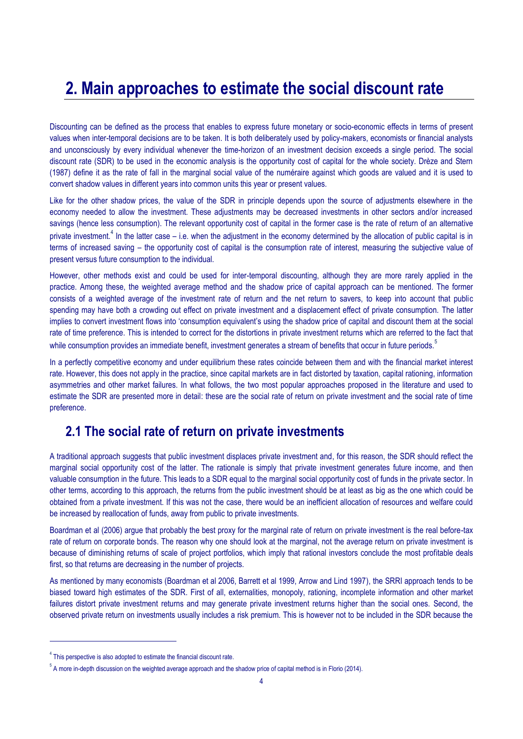# 2. Main approaches to estimate the social discount rate

Discounting can be defined as the process that enables to express future monetary or socio-economic effects in terms of present values when inter-temporal decisions are to be taken. It is both deliberately used by policy-makers, economists or financial analysts and unconsciously by every individual whenever the time-horizon of an investment decision exceeds a single period. The social discount rate (SDR) to be used in the economic analysis is the opportunity cost of capital for the whole society. Drèze and Stern (1987) define it as the rate of fall in the marginal social value of the numéraire against which goods are valued and it is used to convert shadow values in different years into common units this year or present values.

Like for the other shadow prices, the value of the SDR in principle depends upon the source of adjustments elsewhere in the economy needed to allow the investment. These adjustments may be decreased investments in other sectors and/or increased savings (hence less consumption). The relevant opportunity cost of capital in the former case is the rate of return of an alternative private investment.[4] In the latter case – i.e. when the adjustment in the economy determined by the allocation of public capital is in terms of increased saving – the opportunity cost of capital is the consumption rate of interest, measuring the subjective value of present versus future consumption to the individual.

However, other methods exist and could be used for inter-temporal discounting, although they are more rarely applied in the practice. Among these, the weighted average method and the shadow price of capital approach can be mentioned. The former consists of a weighted average of the investment rate of return and the net return to savers, to keep into account that public spending may have both a crowding out effect on private investment and a displacement effect of private consumption. The latter implies to convert investment flows into 'consumption equivalent's using the shadow price of capital and discount them at the social rate of time preference. This is intended to correct for the distortions in private investment returns which are referred to the fact that while consumption provides an immediate benefit, investment generates a stream of benefits that occur in future periods.[5]

In a perfectly competitive economy and under equilibrium these rates coincide between them and with the financial market interest rate. However, this does not apply in the practice, since capital markets are in fact distorted by taxation, capital rationing, information asymmetries and other market failures. In what follows, the two most popular approaches proposed in the literature and used to estimate the SDR are presented more in detail: these are the social rate of return on private investment and the social rate of time preference.

## 2.1 The social rate of return on private investments

A traditional approach suggests that public investment displaces private investment and, for this reason, the SDR should reflect the marginal social opportunity cost of the latter. The rationale is simply that private investment generates future income, and then valuable consumption in the future. This leads to a SDR equal to the marginal social opportunity cost of funds in the private sector. In other terms, according to this approach, the returns from the public investment should be at least as big as the one which could be obtained from a private investment. If this was not the case, there would be an inefficient allocation of resources and welfare could be increased by reallocation of funds, away from public to private investments.

Boardman et al (2006) argue that probably the best proxy for the marginal rate of return on private investment is the real before-tax rate of return on corporate bonds. The reason why one should look at the marginal, not the average return on private investment is because of diminishing returns of scale of project portfolios, which imply that rational investors conclude the most profitable deals first, so that returns are decreasing in the number of projects.

As mentioned by many economists (Boardman et al 2006, Barrett et al 1999, Arrow and Lind 1997), the SRRI approach tends to be biased toward high estimates of the SDR. First of all, externalities, monopoly, rationing, incomplete information and other market failures distort private investment returns and may generate private investment returns higher than the social ones. Second, the observed private return on investments usually includes a risk premium. This is however not to be included in the SDR because the

[4] This perspective is also adopted to estimate the financial discount rate.

[5] A more in-depth discussion on the weighted average approach and the shadow price of capital method is in Florio (2014).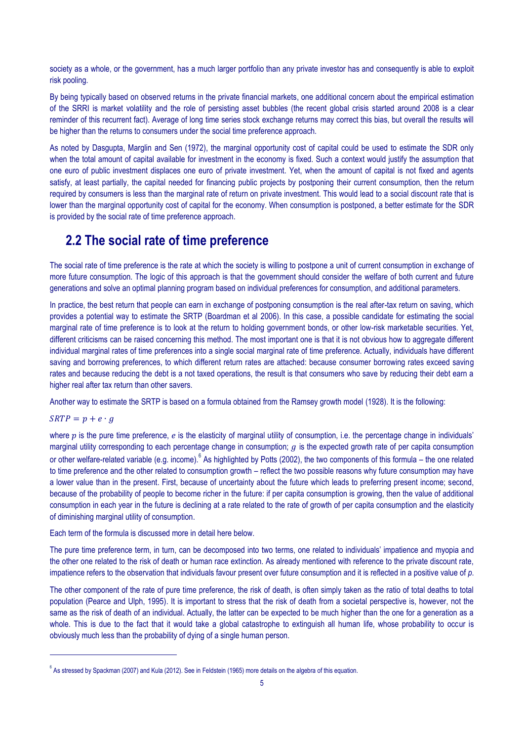society as a whole, or the government, has a much larger portfolio than any private investor has and consequently is able to exploit risk pooling.

By being typically based on observed returns in the private financial markets, one additional concern about the empirical estimation of the SRRI is market volatility and the role of persisting asset bubbles (the recent global crisis started around 2008 is a clear reminder of this recurrent fact). Average of long time series stock exchange returns may correct this bias, but overall the results will be higher than the returns to consumers under the social time preference approach.

As noted by Dasgupta, Marglin and Sen (1972), the marginal opportunity cost of capital could be used to estimate the SDR only when the total amount of capital available for investment in the economy is fixed. Such a context would justify the assumption that one euro of public investment displaces one euro of private investment. Yet, when the amount of capital is not fixed and agents satisfy, at least partially, the capital needed for financing public projects by postponing their current consumption, then the return required by consumers is less than the marginal rate of return on private investment. This would lead to a social discount rate that is lower than the marginal opportunity cost of capital for the economy. When consumption is postponed, a better estimate for the SDR is provided by the social rate of time preference approach.

## 2.2 The social rate of time preference

The social rate of time preference is the rate at which the society is willing to postpone a unit of current consumption in exchange of more future consumption. The logic of this approach is that the government should consider the welfare of both current and future generations and solve an optimal planning program based on individual preferences for consumption, and additional parameters.

In practice, the best return that people can earn in exchange of postponing consumption is the real after-tax return on saving, which provides a potential way to estimate the SRTP (Boardman et al 2006). In this case, a possible candidate for estimating the social marginal rate of time preference is to look at the return to holding government bonds, or other low-risk marketable securities. Yet, different criticisms can be raised concerning this method. The most important one is that it is not obvious how to aggregate different individual marginal rates of time preferences into a single social marginal rate of time preference. Actually, individuals have different saving and borrowing preferences, to which different return rates are attached: because consumer borrowing rates exceed saving rates and because reducing the debt is a not taxed operations, the result is that consumers who save by reducing their debt earn a higher real after tax return than other savers.

Another way to estimate the SRTP is based on a formula obtained from the Ramsey growth model (1928). It is the following:

$$SRTP = p + e \cdot g$$

where $p$ is the pure time preference, $e$ is the elasticity of marginal utility of consumption, i.e. the percentage change in individuals' marginal utility corresponding to each percentage change in consumption; $g$ is the expected growth rate of per capita consumption or other welfare-related variable (e.g. income).[6] As highlighted by Potts (2002), the two components of this formula – the one related to time preference and the other related to consumption growth – reflect the two possible reasons why future consumption may have a lower value than in the present. First, because of uncertainty about the future which leads to preferring present income; second, because of the probability of people to become richer in the future: if per capita consumption is growing, then the value of additional consumption in each year in the future is declining at a rate related to the rate of growth of per capita consumption and the elasticity of diminishing marginal utility of consumption.

Each term of the formula is discussed more in detail here below.

The pure time preference term, in turn, can be decomposed into two terms, one related to individuals' impatience and myopia and the other one related to the risk of death or human race extinction. As already mentioned with reference to the private discount rate, impatience refers to the observation that individuals favour present over future consumption and it is reflected in a positive value of *p*.

The other component of the rate of pure time preference, the risk of death, is often simply taken as the ratio of total deaths to total population (Pearce and Ulph, 1995). It is important to stress that the risk of death from a societal perspective is, however, not the same as the risk of death of an individual. Actually, the latter can be expected to be much higher than the one for a generation as a whole. This is due to the fact that it would take a global catastrophe to extinguish all human life, whose probability to occur is obviously much less than the probability of dying of a single human person.

[6] As stressed by Spackman (2007) and Kula (2012). See in Feldstein (1965) more details on the algebra of this equation.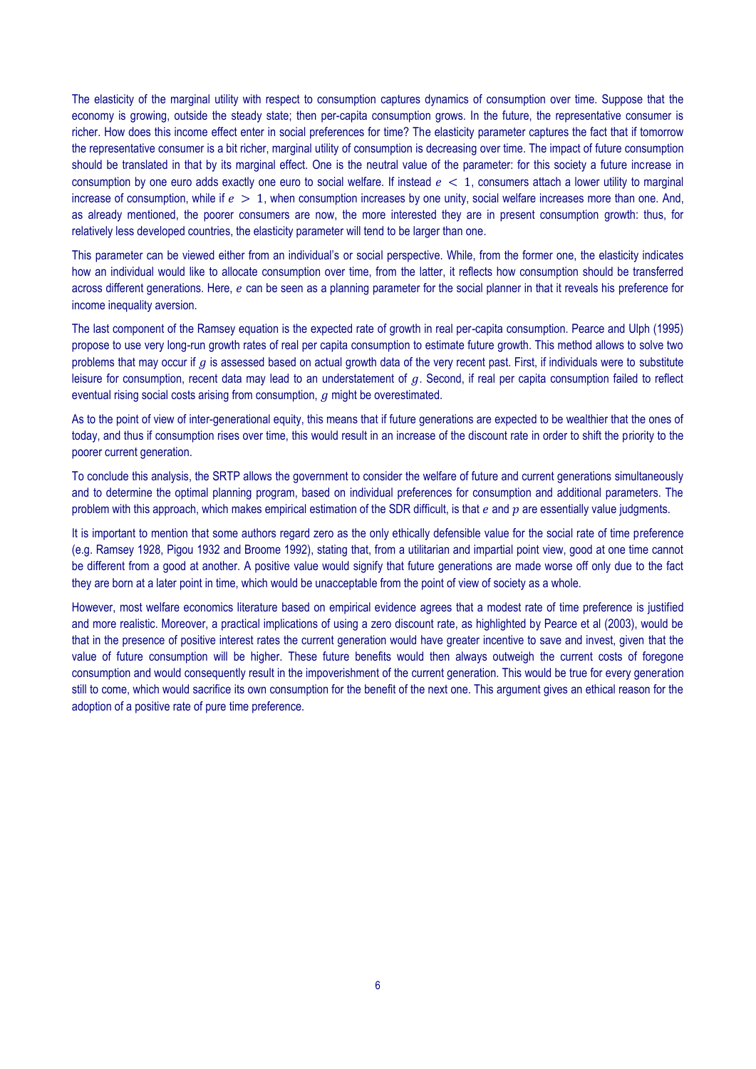The elasticity of the marginal utility with respect to consumption captures dynamics of consumption over time. Suppose that the economy is growing, outside the steady state; then per-capita consumption grows. In the future, the representative consumer is richer. How does this income effect enter in social preferences for time? The elasticity parameter captures the fact that if tomorrow the representative consumer is a bit richer, marginal utility of consumption is decreasing over time. The impact of future consumption should be translated in that by its marginal effect. One is the neutral value of the parameter: for this society a future increase in consumption by one euro adds exactly one euro to social welfare. If instead $e < 1$, consumers attach a lower utility to marginal increase of consumption, while if $e > 1$, when consumption increases by one unity, social welfare increases more than one. And, as already mentioned, the poorer consumers are now, the more interested they are in present consumption growth: thus, for relatively less developed countries, the elasticity parameter will tend to be larger than one.

This parameter can be viewed either from an individual's or social perspective. While, from the former one, the elasticity indicates how an individual would like to allocate consumption over time, from the latter, it reflects how consumption should be transferred across different generations. Here, $e$ can be seen as a planning parameter for the social planner in that it reveals his preference for income inequality aversion.

The last component of the Ramsey equation is the expected rate of growth in real per-capita consumption. Pearce and Ulph (1995) propose to use very long-run growth rates of real per capita consumption to estimate future growth. This method allows to solve two problems that may occur if $g$ is assessed based on actual growth data of the very recent past. First, if individuals were to substitute leisure for consumption, recent data may lead to an understatement of $g$. Second, if real per capita consumption failed to reflect eventual rising social costs arising from consumption, $g$ might be overestimated.

As to the point of view of inter-generational equity, this means that if future generations are expected to be wealthier that the ones of today, and thus if consumption rises over time, this would result in an increase of the discount rate in order to shift the priority to the poorer current generation.

To conclude this analysis, the SRTP allows the government to consider the welfare of future and current generations simultaneously and to determine the optimal planning program, based on individual preferences for consumption and additional parameters. The problem with this approach, which makes empirical estimation of the SDR difficult, is that $e$ and $p$ are essentially value judgments.

It is important to mention that some authors regard zero as the only ethically defensible value for the social rate of time preference (e.g. Ramsey 1928, Pigou 1932 and Broome 1992), stating that, from a utilitarian and impartial point view, good at one time cannot be different from a good at another. A positive value would signify that future generations are made worse off only due to the fact they are born at a later point in time, which would be unacceptable from the point of view of society as a whole.

However, most welfare economics literature based on empirical evidence agrees that a modest rate of time preference is justified and more realistic. Moreover, a practical implications of using a zero discount rate, as highlighted by Pearce et al (2003), would be that in the presence of positive interest rates the current generation would have greater incentive to save and invest, given that the value of future consumption will be higher. These future benefits would then always outweigh the current costs of foregone consumption and would consequently result in the impoverishment of the current generation. This would be true for every generation still to come, which would sacrifice its own consumption for the benefit of the next one. This argument gives an ethical reason for the adoption of a positive rate of pure time preference.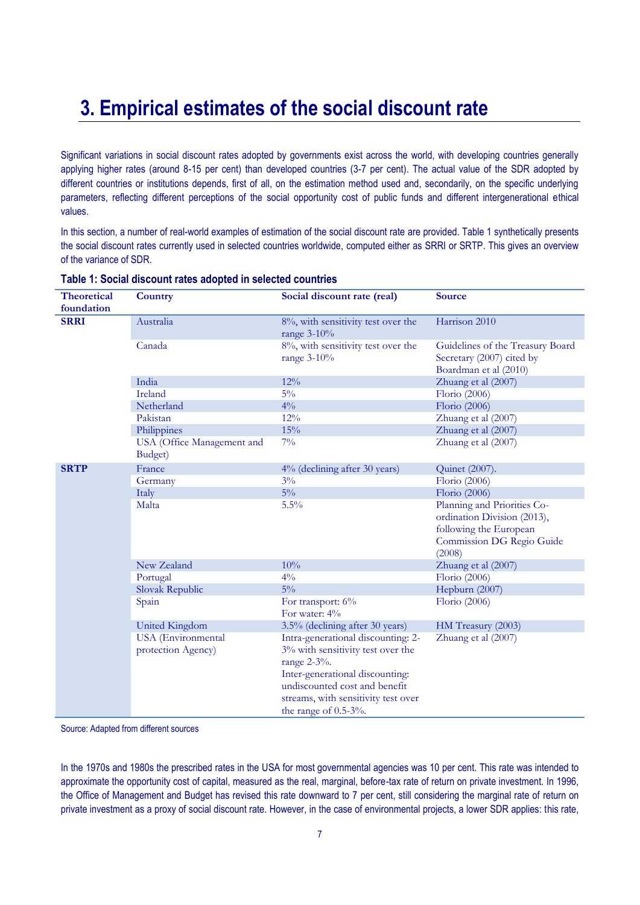# 3. Empirical estimates of the social discount rate

Significant variations in social discount rates adopted by governments exist across the world, with developing countries generally applying higher rates (around 8-15 per cent) than developed countries (3-7 per cent). The actual value of the SDR adopted by different countries or institutions depends, first of all, on the estimation method used and, secondarily, on the specific underlying parameters, reflecting different perceptions of the social opportunity cost of public funds and different intergenerational ethical values.

In this section, a number of real-world examples of estimation of the social discount rate are provided. Table 1 synthetically presents the social discount rates currently used in selected countries worldwide, computed either as SRRI or SRTP. This gives an overview of the variance of SDR.

**Table 1: Social discount rates adopted in selected countries**

| Theoretical foundation | Country | Social discount rate (real) | Source |
|---|---|---|---|
| **SRRI** | Australia | 8%, with sensitivity test over the range 3-10% | Harrison 2010 |
| | Canada | 8%, with sensitivity test over the range 3-10% | Guidelines of the Treasury Board Secretary (2007) cited by Boardman et al (2010) |
| | India | 12% | Zhuang et al (2007) |
| | Ireland | 5% | Florio (2006) |
| | Netherland | 4% | Florio (2006) |
| | Pakistan | 12% | Zhuang et al (2007) |
| | Philippines | 15% | Zhuang et al (2007) |
| | USA (Office Management and Budget) | 7% | Zhuang et al (2007) |
| **SRTP** | France | 4% (declining after 30 years) | Quinet (2007). |
| | Germany | 3% | Florio (2006) |
| | Italy | 5% | Florio (2006) |
| | Malta | 5.5% | Planning and Priorities Co-ordination Division (2013), following the European Commission DG Regio Guide (2008) |
| | New Zealand | 10% | Zhuang et al (2007) |
| | Portugal | 4% | Florio (2006) |
| | Slovak Republic | 5% | Hepburn (2007) |
| | Spain | For transport: 6%<br>For water: 4% | Florio (2006) |
| | United Kingdom | 3.5% (declining after 30 years) | HM Treasury (2003) |
| | USA (Environmental protection Agency) | Intra-generational discounting: 2-3% with sensitivity test over the range 2-3%.<br>Inter-generational discounting: undiscounted cost and benefit streams, with sensitivity test over the range of 0.5-3%. | Zhuang et al (2007) |

Source: Adapted from different sources

In the 1970s and 1980s the prescribed rates in the USA for most governmental agencies was 10 per cent. This rate was intended to approximate the opportunity cost of capital, measured as the real, marginal, before-tax rate of return on private investment. In 1996, the Office of Management and Budget has revised this rate downward to 7 per cent, still considering the marginal rate of return on private investment as a proxy of social discount rate. However, in the case of environmental projects, a lower SDR applies: this rate,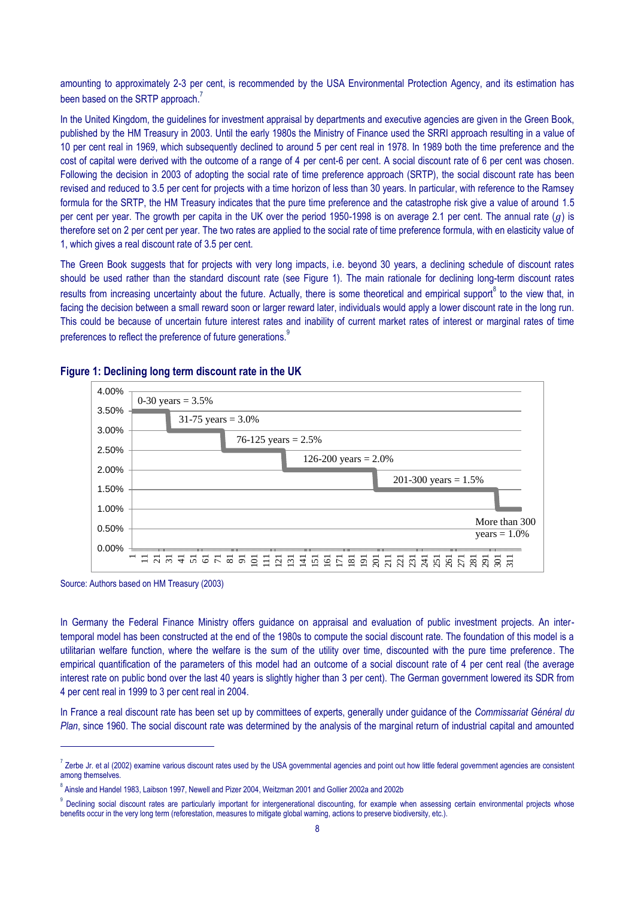amounting to approximately 2-3 per cent, is recommended by the USA Environmental Protection Agency, and its estimation has been based on the SRTP approach.[7]

In the United Kingdom, the guidelines for investment appraisal by departments and executive agencies are given in the Green Book, published by the HM Treasury in 2003. Until the early 1980s the Ministry of Finance used the SRRI approach resulting in a value of 10 per cent real in 1969, which subsequently declined to around 5 per cent real in 1978. In 1989 both the time preference and the cost of capital were derived with the outcome of a range of 4 per cent-6 per cent. A social discount rate of 6 per cent was chosen. Following the decision in 2003 of adopting the social rate of time preference approach (SRTP), the social discount rate has been revised and reduced to 3.5 per cent for projects with a time horizon of less than 30 years. In particular, with reference to the Ramsey formula for the SRTP, the HM Treasury indicates that the pure time preference and the catastrophe risk give a value of around 1.5 per cent per year. The growth per capita in the UK over the period 1950-1998 is on average 2.1 per cent. The annual rate ($g$) is therefore set on 2 per cent per year. The two rates are applied to the social rate of time preference formula, with en elasticity value of 1, which gives a real discount rate of 3.5 per cent.

The Green Book suggests that for projects with very long impacts, i.e. beyond 30 years, a declining schedule of discount rates should be used rather than the standard discount rate (see Figure 1). The main rationale for declining long-term discount rates results from increasing uncertainty about the future. Actually, there is some theoretical and empirical support[8] to the view that, in facing the decision between a small reward soon or larger reward later, individuals would apply a lower discount rate in the long run. This could be because of uncertain future interest rates and inability of current market rates of interest or marginal rates of time preferences to reflect the preference of future generations.[9]

**Figure 1: Declining long term discount rate in the UK**

0-30 years = 3.5%
31-75 years = 3.0%
76-125 years = 2.5%
126-200 years = 2.0%
201-300 years = 1.5%
More than 300 years = 1.0%

Source: Authors based on HM Treasury (2003)

In Germany the Federal Finance Ministry offers guidance on appraisal and evaluation of public investment projects. An inter-temporal model has been constructed at the end of the 1980s to compute the social discount rate. The foundation of this model is a utilitarian welfare function, where the welfare is the sum of the utility over time, discounted with the pure time preference. The empirical quantification of the parameters of this model had an outcome of a social discount rate of 4 per cent real (the average interest rate on public bond over the last 40 years is slightly higher than 3 per cent). The German government lowered its SDR from 4 per cent real in 1999 to 3 per cent real in 2004.

In France a real discount rate has been set up by committees of experts, generally under guidance of the *Commissariat Général du Plan*, since 1960. The social discount rate was determined by the analysis of the marginal return of industrial capital and amounted

---

[7] Zerbe Jr. et al (2002) examine various discount rates used by the USA governmental agencies and point out how little federal government agencies are consistent among themselves.

[8] Ainsle and Handel 1983, Laibson 1997, Newell and Pizer 2004, Weitzman 2001 and Gollier 2002a and 2002b

[9] Declining social discount rates are particularly important for intergenerational discounting, for example when assessing certain environmental projects whose benefits occur in the very long term (reforestation, measures to mitigate global warning, actions to preserve biodiversity, etc.).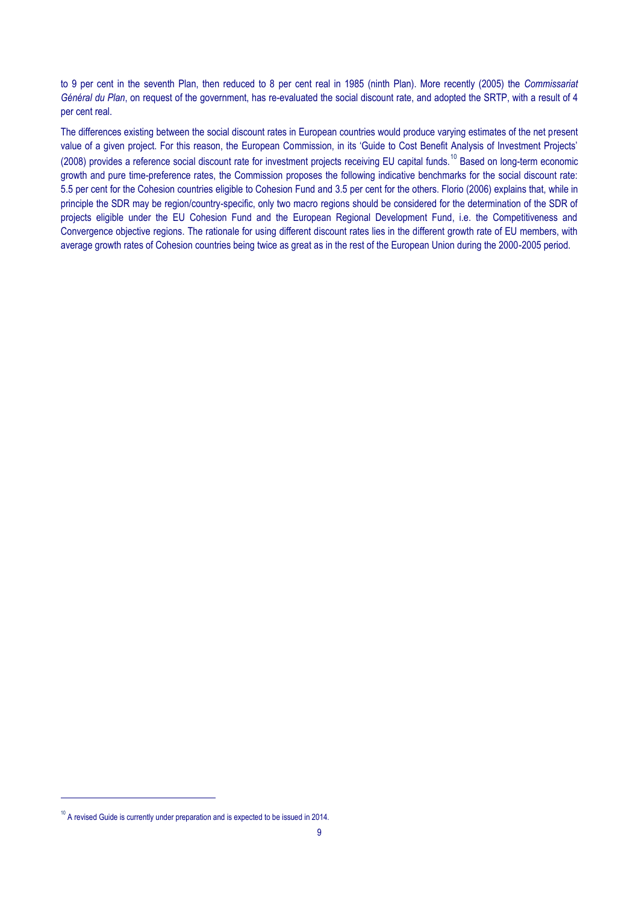to 9 per cent in the seventh Plan, then reduced to 8 per cent real in 1985 (ninth Plan). More recently (2005) the *Commissariat Général du Plan*, on request of the government, has re-evaluated the social discount rate, and adopted the SRTP, with a result of 4 per cent real.

The differences existing between the social discount rates in European countries would produce varying estimates of the net present value of a given project. For this reason, the European Commission, in its 'Guide to Cost Benefit Analysis of Investment Projects' (2008) provides a reference social discount rate for investment projects receiving EU capital funds.[10] Based on long-term economic growth and pure time-preference rates, the Commission proposes the following indicative benchmarks for the social discount rate: 5.5 per cent for the Cohesion countries eligible to Cohesion Fund and 3.5 per cent for the others. Florio (2006) explains that, while in principle the SDR may be region/country-specific, only two macro regions should be considered for the determination of the SDR of projects eligible under the EU Cohesion Fund and the European Regional Development Fund, i.e. the Competitiveness and Convergence objective regions. The rationale for using different discount rates lies in the different growth rate of EU members, with average growth rates of Cohesion countries being twice as great as in the rest of the European Union during the 2000-2005 period.

[10] A revised Guide is currently under preparation and is expected to be issued in 2014.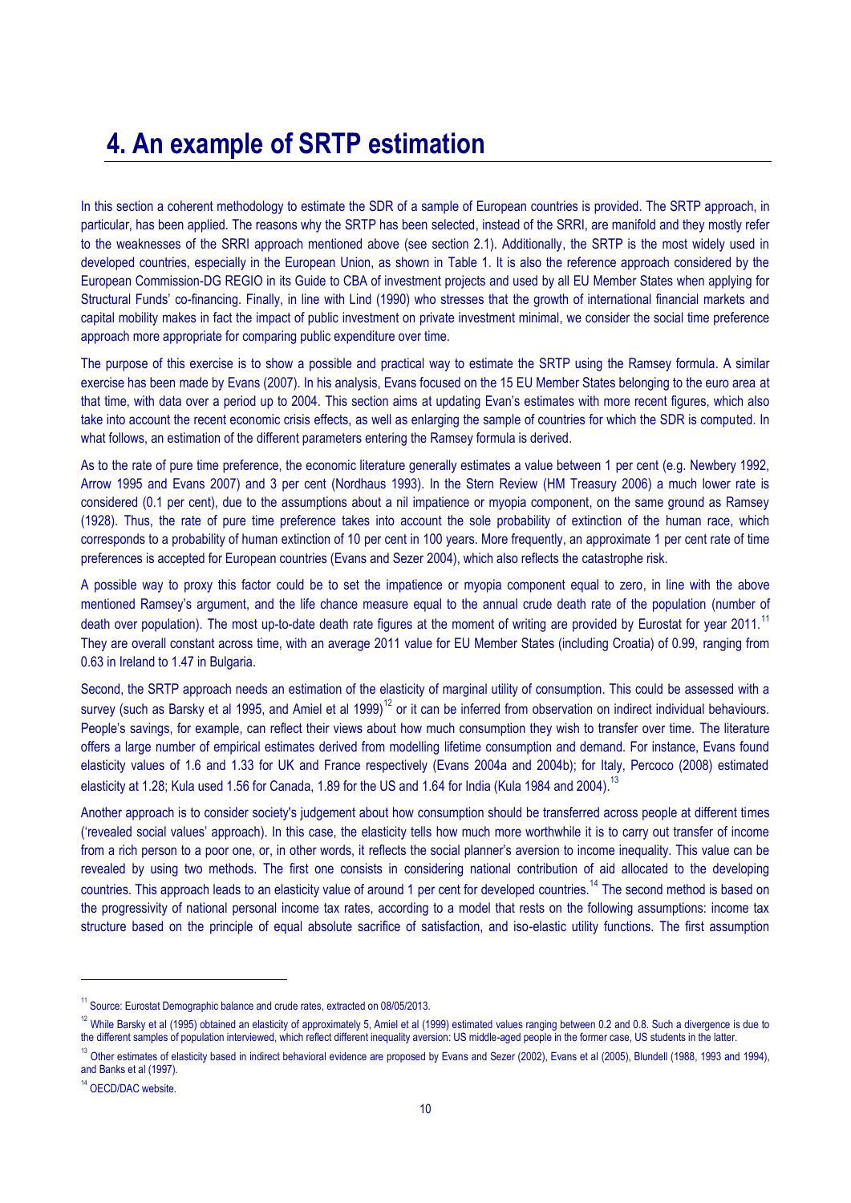# 4. An example of SRTP estimation

In this section a coherent methodology to estimate the SDR of a sample of European countries is provided. The SRTP approach, in particular, has been applied. The reasons why the SRTP has been selected, instead of the SRRI, are manifold and they mostly refer to the weaknesses of the SRRI approach mentioned above (see section 2.1). Additionally, the SRTP is the most widely used in developed countries, especially in the European Union, as shown in Table 1. It is also the reference approach considered by the European Commission-DG REGIO in its Guide to CBA of investment projects and used by all EU Member States when applying for Structural Funds' co-financing. Finally, in line with Lind (1990) who stresses that the growth of international financial markets and capital mobility makes in fact the impact of public investment on private investment minimal, we consider the social time preference approach more appropriate for comparing public expenditure over time.

The purpose of this exercise is to show a possible and practical way to estimate the SRTP using the Ramsey formula. A similar exercise has been made by Evans (2007). In his analysis, Evans focused on the 15 EU Member States belonging to the euro area at that time, with data over a period up to 2004. This section aims at updating Evan's estimates with more recent figures, which also take into account the recent economic crisis effects, as well as enlarging the sample of countries for which the SDR is computed. In what follows, an estimation of the different parameters entering the Ramsey formula is derived.

As to the rate of pure time preference, the economic literature generally estimates a value between 1 per cent (e.g. Newbery 1992, Arrow 1995 and Evans 2007) and 3 per cent (Nordhaus 1993). In the Stern Review (HM Treasury 2006) a much lower rate is considered (0.1 per cent), due to the assumptions about a nil impatience or myopia component, on the same ground as Ramsey (1928). Thus, the rate of pure time preference takes into account the sole probability of extinction of the human race, which corresponds to a probability of human extinction of 10 per cent in 100 years. More frequently, an approximate 1 per cent rate of time preferences is accepted for European countries (Evans and Sezer 2004), which also reflects the catastrophe risk.

A possible way to proxy this factor could be to set the impatience or myopia component equal to zero, in line with the above mentioned Ramsey's argument, and the life chance measure equal to the annual crude death rate of the population (number of death over population). The most up-to-date death rate figures at the moment of writing are provided by Eurostat for year 2011.[11] They are overall constant across time, with an average 2011 value for EU Member States (including Croatia) of 0.99, ranging from 0.63 in Ireland to 1.47 in Bulgaria.

Second, the SRTP approach needs an estimation of the elasticity of marginal utility of consumption. This could be assessed with a survey (such as Barsky et al 1995, and Amiel et al 1999)[12] or it can be inferred from observation on indirect individual behaviours. People's savings, for example, can reflect their views about how much consumption they wish to transfer over time. The literature offers a large number of empirical estimates derived from modelling lifetime consumption and demand. For instance, Evans found elasticity values of 1.6 and 1.33 for UK and France respectively (Evans 2004a and 2004b); for Italy, Percoco (2008) estimated elasticity at 1.28; Kula used 1.56 for Canada, 1.89 for the US and 1.64 for India (Kula 1984 and 2004).[13]

Another approach is to consider society's judgement about how consumption should be transferred across people at different times ('revealed social values' approach). In this case, the elasticity tells how much more worthwhile it is to carry out transfer of income from a rich person to a poor one, or, in other words, it reflects the social planner's aversion to income inequality. This value can be revealed by using two methods. The first one consists in considering national contribution of aid allocated to the developing countries. This approach leads to an elasticity value of around 1 per cent for developed countries.[14] The second method is based on the progressivity of national personal income tax rates, according to a model that rests on the following assumptions: income tax structure based on the principle of equal absolute sacrifice of satisfaction, and iso-elastic utility functions. The first assumption

---

[11] Source: Eurostat Demographic balance and crude rates, extracted on 08/05/2013.

[12] While Barsky et al (1995) obtained an elasticity of approximately 5, Amiel et al (1999) estimated values ranging between 0.2 and 0.8. Such a divergence is due to the different samples of population interviewed, which reflect different inequality aversion: US middle-aged people in the former case, US students in the latter.

[13] Other estimates of elasticity based in indirect behavioral evidence are proposed by Evans and Sezer (2002), Evans et al (2005), Blundell (1988, 1993 and 1994), and Banks et al (1997).

[14] OECD/DAC website.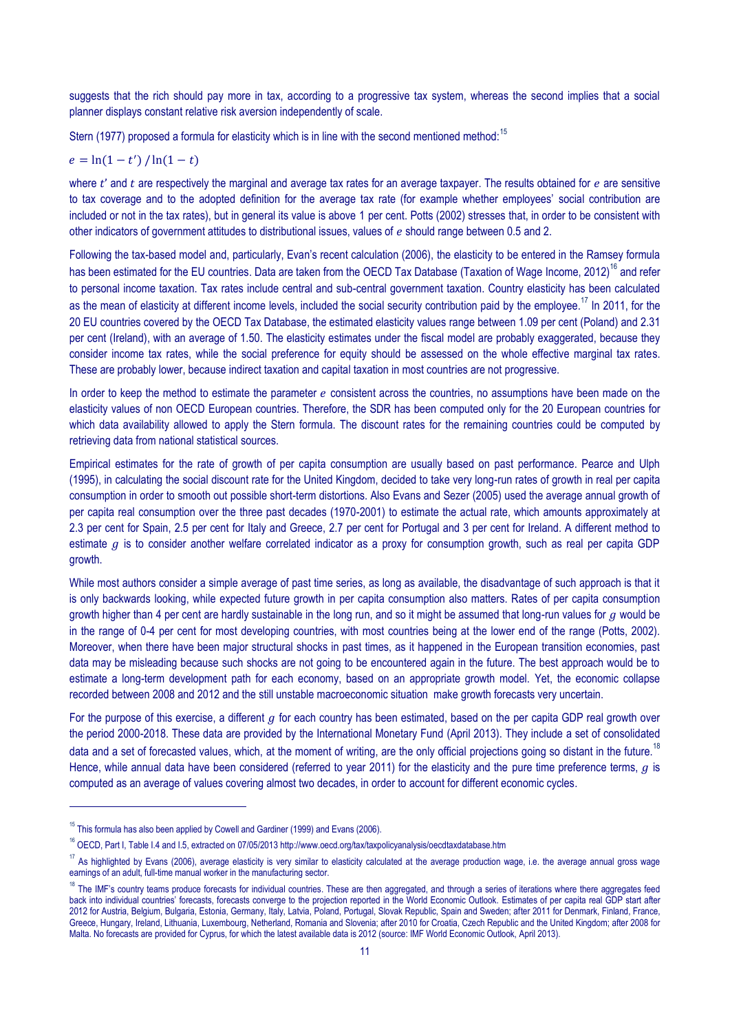suggests that the rich should pay more in tax, according to a progressive tax system, whereas the second implies that a social planner displays constant relative risk aversion independently of scale.

Stern (1977) proposed a formula for elasticity which is in line with the second mentioned method:[15]

$e = \ln(1 - t') / \ln(1 - t)$

where $t'$ and $t$ are respectively the marginal and average tax rates for an average taxpayer. The results obtained for $e$ are sensitive to tax coverage and to the adopted definition for the average tax rate (for example whether employees' social contribution are included or not in the tax rates), but in general its value is above 1 per cent. Potts (2002) stresses that, in order to be consistent with other indicators of government attitudes to distributional issues, values of $e$ should range between 0.5 and 2.

Following the tax-based model and, particularly, Evan's recent calculation (2006), the elasticity to be entered in the Ramsey formula has been estimated for the EU countries. Data are taken from the OECD Tax Database (Taxation of Wage Income, 2012)[16] and refer to personal income taxation. Tax rates include central and sub-central government taxation. Country elasticity has been calculated as the mean of elasticity at different income levels, included the social security contribution paid by the employee.[17] In 2011, for the 20 EU countries covered by the OECD Tax Database, the estimated elasticity values range between 1.09 per cent (Poland) and 2.31 per cent (Ireland), with an average of 1.50. The elasticity estimates under the fiscal model are probably exaggerated, because they consider income tax rates, while the social preference for equity should be assessed on the whole effective marginal tax rates. These are probably lower, because indirect taxation and capital taxation in most countries are not progressive.

In order to keep the method to estimate the parameter $e$ consistent across the countries, no assumptions have been made on the elasticity values of non OECD European countries. Therefore, the SDR has been computed only for the 20 European countries for which data availability allowed to apply the Stern formula. The discount rates for the remaining countries could be computed by retrieving data from national statistical sources.

Empirical estimates for the rate of growth of per capita consumption are usually based on past performance. Pearce and Ulph (1995), in calculating the social discount rate for the United Kingdom, decided to take very long-run rates of growth in real per capita consumption in order to smooth out possible short-term distortions. Also Evans and Sezer (2005) used the average annual growth of per capita real consumption over the three past decades (1970-2001) to estimate the actual rate, which amounts approximately at 2.3 per cent for Spain, 2.5 per cent for Italy and Greece, 2.7 per cent for Portugal and 3 per cent for Ireland. A different method to estimate $g$ is to consider another welfare correlated indicator as a proxy for consumption growth, such as real per capita GDP growth.

While most authors consider a simple average of past time series, as long as available, the disadvantage of such approach is that it is only backwards looking, while expected future growth in per capita consumption also matters. Rates of per capita consumption growth higher than 4 per cent are hardly sustainable in the long run, and so it might be assumed that long-run values for $g$ would be in the range of 0-4 per cent for most developing countries, with most countries being at the lower end of the range (Potts, 2002). Moreover, when there have been major structural shocks in past times, as it happened in the European transition economies, past data may be misleading because such shocks are not going to be encountered again in the future. The best approach would be to estimate a long-term development path for each economy, based on an appropriate growth model. Yet, the economic collapse recorded between 2008 and 2012 and the still unstable macroeconomic situation make growth forecasts very uncertain.

For the purpose of this exercise, a different $g$ for each country has been estimated, based on the per capita GDP real growth over the period 2000-2018. These data are provided by the International Monetary Fund (April 2013). They include a set of consolidated data and a set of forecasted values, which, at the moment of writing, are the only official projections going so distant in the future.[18] Hence, while annual data have been considered (referred to year 2011) for the elasticity and the pure time preference terms, $g$ is computed as an average of values covering almost two decades, in order to account for different economic cycles.

---

[15] This formula has also been applied by Cowell and Gardiner (1999) and Evans (2006).

[16] OECD, Part I, Table I.4 and I.5, extracted on 07/05/2013 http://www.oecd.org/tax/taxpolicyanalysis/oecdtaxdatabase.htm

[17] As highlighted by Evans (2006), average elasticity is very similar to elasticity calculated at the average production wage, i.e. the average annual gross wage earnings of an adult, full-time manual worker in the manufacturing sector.

[18] The IMF's country teams produce forecasts for individual countries. These are then aggregated, and through a series of iterations where there aggregates feed back into individual countries' forecasts, forecasts converge to the projection reported in the World Economic Outlook. Estimates of per capita real GDP start after 2012 for Austria, Belgium, Bulgaria, Estonia, Germany, Italy, Latvia, Poland, Portugal, Slovak Republic, Spain and Sweden; after 2011 for Denmark, Finland, France, Greece, Hungary, Ireland, Lithuania, Luxembourg, Netherland, Romania and Slovenia; after 2010 for Croatia, Czech Republic and the United Kingdom; after 2008 for Malta. No forecasts are provided for Cyprus, for which the latest available data is 2012 (source: IMF World Economic Outlook, April 2013).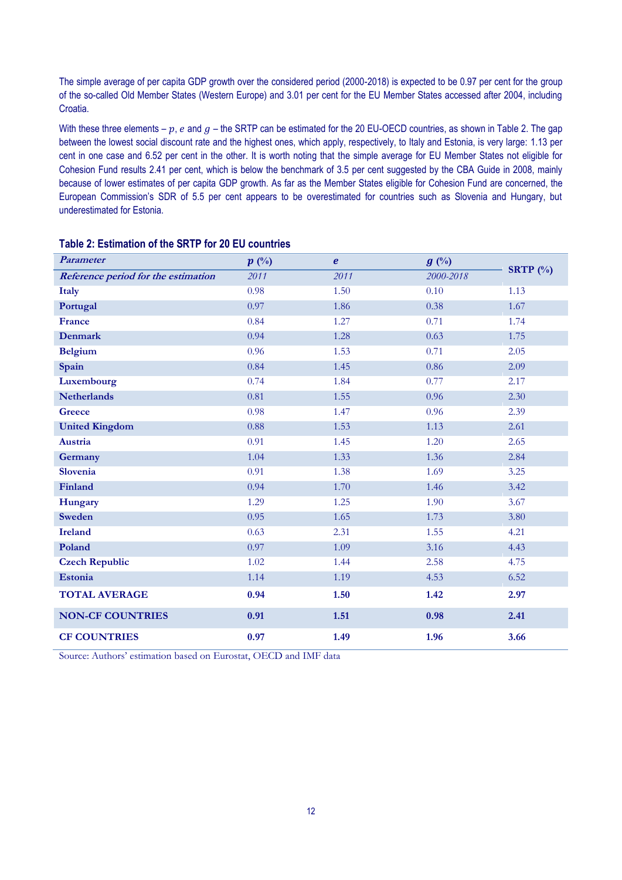The simple average of per capita GDP growth over the considered period (2000-2018) is expected to be 0.97 per cent for the group of the so-called Old Member States (Western Europe) and 3.01 per cent for the EU Member States accessed after 2004, including Croatia.

With these three elements – $p$, $e$ and $g$ – the SRTP can be estimated for the 20 EU-OECD countries, as shown in Table 2. The gap between the lowest social discount rate and the highest ones, which apply, respectively, to Italy and Estonia, is very large: 1.13 per cent in one case and 6.52 per cent in the other. It is worth noting that the simple average for EU Member States not eligible for Cohesion Fund results 2.41 per cent, which is below the benchmark of 3.5 per cent suggested by the CBA Guide in 2008, mainly because of lower estimates of per capita GDP growth. As far as the Member States eligible for Cohesion Fund are concerned, the European Commission's SDR of 5.5 per cent appears to be overestimated for countries such as Slovenia and Hungary, but underestimated for Estonia.

**Table 2: Estimation of the SRTP for 20 EU countries**

| *Parameter* | *p* (%) | *e* | *g* (%) | SRTP (%) |
|---|---|---|---|---|
| *Reference period for the estimation* | *2011* | *2011* | *2000-2018* | |
| **Italy** | 0.98 | 1.50 | 0.10 | 1.13 |
| **Portugal** | 0.97 | 1.86 | 0.38 | 1.67 |
| **France** | 0.84 | 1.27 | 0.71 | 1.74 |
| **Denmark** | 0.94 | 1.28 | 0.63 | 1.75 |
| **Belgium** | 0.96 | 1.53 | 0.71 | 2.05 |
| **Spain** | 0.84 | 1.45 | 0.86 | 2.09 |
| **Luxembourg** | 0.74 | 1.84 | 0.77 | 2.17 |
| **Netherlands** | 0.81 | 1.55 | 0.96 | 2.30 |
| **Greece** | 0.98 | 1.47 | 0.96 | 2.39 |
| **United Kingdom** | 0.88 | 1.53 | 1.13 | 2.61 |
| **Austria** | 0.91 | 1.45 | 1.20 | 2.65 |
| **Germany** | 1.04 | 1.33 | 1.36 | 2.84 |
| **Slovenia** | 0.91 | 1.38 | 1.69 | 3.25 |
| **Finland** | 0.94 | 1.70 | 1.46 | 3.42 |
| **Hungary** | 1.29 | 1.25 | 1.90 | 3.67 |
| **Sweden** | 0.95 | 1.65 | 1.73 | 3.80 |
| **Ireland** | 0.63 | 2.31 | 1.55 | 4.21 |
| **Poland** | 0.97 | 1.09 | 3.16 | 4.43 |
| **Czech Republic** | 1.02 | 1.44 | 2.58 | 4.75 |
| **Estonia** | 1.14 | 1.19 | 4.53 | 6.52 |
| **TOTAL AVERAGE** | **0.94** | **1.50** | **1.42** | **2.97** |
| **NON-CF COUNTRIES** | **0.91** | **1.51** | **0.98** | **2.41** |
| **CF COUNTRIES** | **0.97** | **1.49** | **1.96** | **3.66** |

Source: Authors' estimation based on Eurostat, OECD and IMF data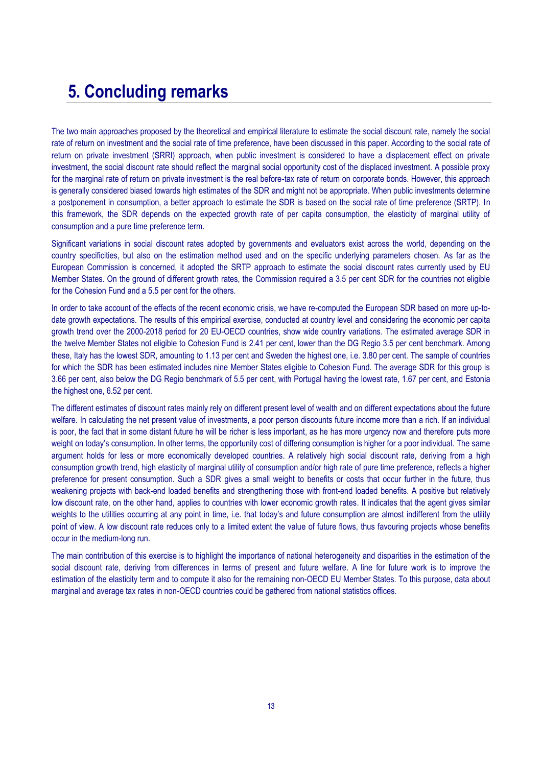# 5. Concluding remarks

The two main approaches proposed by the theoretical and empirical literature to estimate the social discount rate, namely the social rate of return on investment and the social rate of time preference, have been discussed in this paper. According to the social rate of return on private investment (SRRI) approach, when public investment is considered to have a displacement effect on private investment, the social discount rate should reflect the marginal social opportunity cost of the displaced investment. A possible proxy for the marginal rate of return on private investment is the real before-tax rate of return on corporate bonds. However, this approach is generally considered biased towards high estimates of the SDR and might not be appropriate. When public investments determine a postponement in consumption, a better approach to estimate the SDR is based on the social rate of time preference (SRTP). In this framework, the SDR depends on the expected growth rate of per capita consumption, the elasticity of marginal utility of consumption and a pure time preference term.

Significant variations in social discount rates adopted by governments and evaluators exist across the world, depending on the country specificities, but also on the estimation method used and on the specific underlying parameters chosen. As far as the European Commission is concerned, it adopted the SRTP approach to estimate the social discount rates currently used by EU Member States. On the ground of different growth rates, the Commission required a 3.5 per cent SDR for the countries not eligible for the Cohesion Fund and a 5.5 per cent for the others.

In order to take account of the effects of the recent economic crisis, we have re-computed the European SDR based on more up-to-date growth expectations. The results of this empirical exercise, conducted at country level and considering the economic per capita growth trend over the 2000-2018 period for 20 EU-OECD countries, show wide country variations. The estimated average SDR in the twelve Member States not eligible to Cohesion Fund is 2.41 per cent, lower than the DG Regio 3.5 per cent benchmark. Among these, Italy has the lowest SDR, amounting to 1.13 per cent and Sweden the highest one, i.e. 3.80 per cent. The sample of countries for which the SDR has been estimated includes nine Member States eligible to Cohesion Fund. The average SDR for this group is 3.66 per cent, also below the DG Regio benchmark of 5.5 per cent, with Portugal having the lowest rate, 1.67 per cent, and Estonia the highest one, 6.52 per cent.

The different estimates of discount rates mainly rely on different present level of wealth and on different expectations about the future welfare. In calculating the net present value of investments, a poor person discounts future income more than a rich. If an individual is poor, the fact that in some distant future he will be richer is less important, as he has more urgency now and therefore puts more weight on today's consumption. In other terms, the opportunity cost of differing consumption is higher for a poor individual. The same argument holds for less or more economically developed countries. A relatively high social discount rate, deriving from a high consumption growth trend, high elasticity of marginal utility of consumption and/or high rate of pure time preference, reflects a higher preference for present consumption. Such a SDR gives a small weight to benefits or costs that occur further in the future, thus weakening projects with back-end loaded benefits and strengthening those with front-end loaded benefits. A positive but relatively low discount rate, on the other hand, applies to countries with lower economic growth rates. It indicates that the agent gives similar weights to the utilities occurring at any point in time, i.e. that today's and future consumption are almost indifferent from the utility point of view. A low discount rate reduces only to a limited extent the value of future flows, thus favouring projects whose benefits occur in the medium-long run.

The main contribution of this exercise is to highlight the importance of national heterogeneity and disparities in the estimation of the social discount rate, deriving from differences in terms of present and future welfare. A line for future work is to improve the estimation of the elasticity term and to compute it also for the remaining non-OECD EU Member States. To this purpose, data about marginal and average tax rates in non-OECD countries could be gathered from national statistics offices.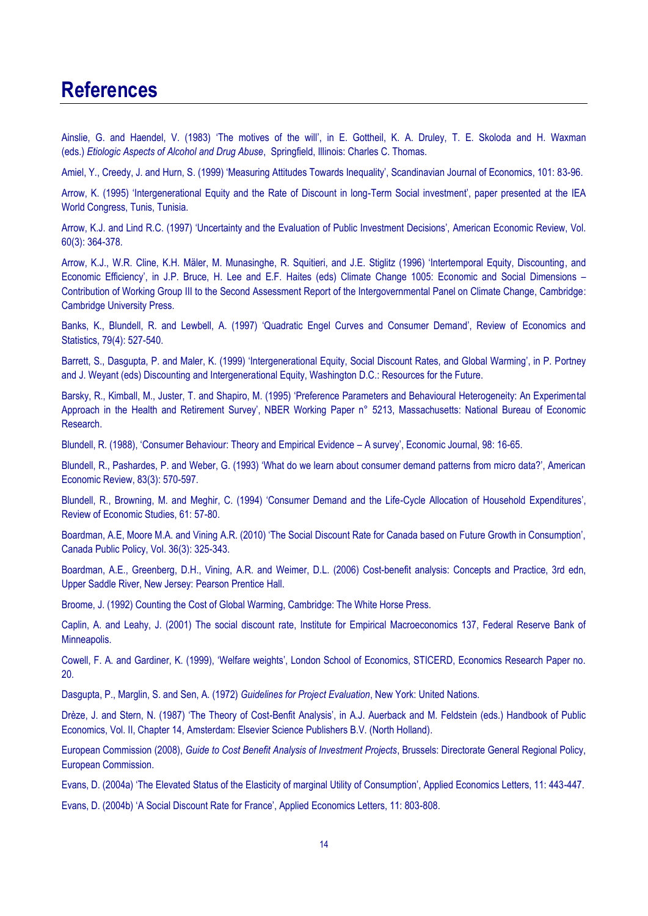# References

Ainslie, G. and Haendel, V. (1983) 'The motives of the will', in E. Gottheil, K. A. Druley, T. E. Skoloda and H. Waxman (eds.) *Etiologic Aspects of Alcohol and Drug Abuse*, Springfield, Illinois: Charles C. Thomas.

Amiel, Y., Creedy, J. and Hurn, S. (1999) 'Measuring Attitudes Towards Inequality', Scandinavian Journal of Economics, 101: 83-96.

Arrow, K. (1995) 'Intergenerational Equity and the Rate of Discount in long-Term Social investment', paper presented at the IEA World Congress, Tunis, Tunisia.

Arrow, K.J. and Lind R.C. (1997) 'Uncertainty and the Evaluation of Public Investment Decisions', American Economic Review, Vol. 60(3): 364-378.

Arrow, K.J., W.R. Cline, K.H. Mäler, M. Munasinghe, R. Squitieri, and J.E. Stiglitz (1996) 'Intertemporal Equity, Discounting, and Economic Efficiency', in J.P. Bruce, H. Lee and E.F. Haites (eds) Climate Change 1005: Economic and Social Dimensions – Contribution of Working Group III to the Second Assessment Report of the Intergovernmental Panel on Climate Change, Cambridge: Cambridge University Press.

Banks, K., Blundell, R. and Lewbell, A. (1997) 'Quadratic Engel Curves and Consumer Demand', Review of Economics and Statistics, 79(4): 527-540.

Barrett, S., Dasgupta, P. and Maler, K. (1999) 'Intergenerational Equity, Social Discount Rates, and Global Warming', in P. Portney and J. Weyant (eds) Discounting and Intergenerational Equity, Washington D.C.: Resources for the Future.

Barsky, R., Kimball, M., Juster, T. and Shapiro, M. (1995) 'Preference Parameters and Behavioural Heterogeneity: An Experimental Approach in the Health and Retirement Survey', NBER Working Paper n° 5213, Massachusetts: National Bureau of Economic Research.

Blundell, R. (1988), 'Consumer Behaviour: Theory and Empirical Evidence – A survey', Economic Journal, 98: 16-65.

Blundell, R., Pashardes, P. and Weber, G. (1993) 'What do we learn about consumer demand patterns from micro data?', American Economic Review, 83(3): 570-597.

Blundell, R., Browning, M. and Meghir, C. (1994) 'Consumer Demand and the Life-Cycle Allocation of Household Expenditures', Review of Economic Studies, 61: 57-80.

Boardman, A.E, Moore M.A. and Vining A.R. (2010) 'The Social Discount Rate for Canada based on Future Growth in Consumption', Canada Public Policy, Vol. 36(3): 325-343.

Boardman, A.E., Greenberg, D.H., Vining, A.R. and Weimer, D.L. (2006) Cost-benefit analysis: Concepts and Practice, 3rd edn, Upper Saddle River, New Jersey: Pearson Prentice Hall.

Broome, J. (1992) Counting the Cost of Global Warming, Cambridge: The White Horse Press.

Caplin, A. and Leahy, J. (2001) The social discount rate, Institute for Empirical Macroeconomics 137, Federal Reserve Bank of Minneapolis.

Cowell, F. A. and Gardiner, K. (1999), 'Welfare weights', London School of Economics, STICERD, Economics Research Paper no. 20.

Dasgupta, P., Marglin, S. and Sen, A. (1972) *Guidelines for Project Evaluation*, New York: United Nations.

Drèze, J. and Stern, N. (1987) 'The Theory of Cost-Benfit Analysis', in A.J. Auerback and M. Feldstein (eds.) Handbook of Public Economics, Vol. II, Chapter 14, Amsterdam: Elsevier Science Publishers B.V. (North Holland).

European Commission (2008), *Guide to Cost Benefit Analysis of Investment Projects*, Brussels: Directorate General Regional Policy, European Commission.

Evans, D. (2004a) 'The Elevated Status of the Elasticity of marginal Utility of Consumption', Applied Economics Letters, 11: 443-447.

Evans, D. (2004b) 'A Social Discount Rate for France', Applied Economics Letters, 11: 803-808.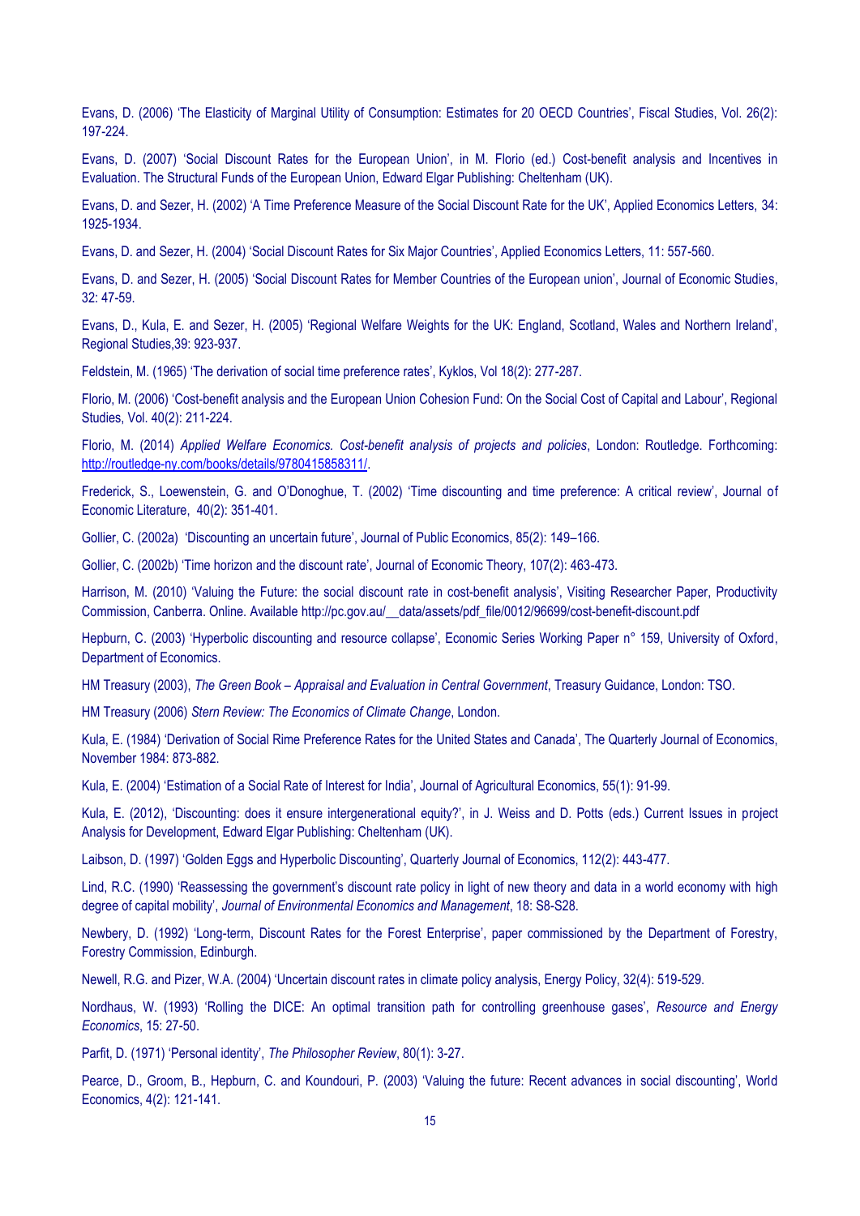Evans, D. (2006) 'The Elasticity of Marginal Utility of Consumption: Estimates for 20 OECD Countries', Fiscal Studies, Vol. 26(2): 197-224.

Evans, D. (2007) 'Social Discount Rates for the European Union', in M. Florio (ed.) Cost-benefit analysis and Incentives in Evaluation. The Structural Funds of the European Union, Edward Elgar Publishing: Cheltenham (UK).

Evans, D. and Sezer, H. (2002) 'A Time Preference Measure of the Social Discount Rate for the UK', Applied Economics Letters, 34: 1925-1934.

Evans, D. and Sezer, H. (2004) 'Social Discount Rates for Six Major Countries', Applied Economics Letters, 11: 557-560.

Evans, D. and Sezer, H. (2005) 'Social Discount Rates for Member Countries of the European union', Journal of Economic Studies, 32: 47-59.

Evans, D., Kula, E. and Sezer, H. (2005) 'Regional Welfare Weights for the UK: England, Scotland, Wales and Northern Ireland', Regional Studies,39: 923-937.

Feldstein, M. (1965) 'The derivation of social time preference rates', Kyklos, Vol 18(2): 277-287.

Florio, M. (2006) 'Cost-benefit analysis and the European Union Cohesion Fund: On the Social Cost of Capital and Labour', Regional Studies, Vol. 40(2): 211-224.

Florio, M. (2014) *Applied Welfare Economics. Cost-benefit analysis of projects and policies*, London: Routledge. Forthcoming: http://routledge-ny.com/books/details/9780415858311/.

Frederick, S., Loewenstein, G. and O'Donoghue, T. (2002) 'Time discounting and time preference: A critical review', Journal of Economic Literature, 40(2): 351-401.

Gollier, C. (2002a) 'Discounting an uncertain future', Journal of Public Economics, 85(2): 149–166.

Gollier, C. (2002b) 'Time horizon and the discount rate', Journal of Economic Theory, 107(2): 463-473.

Harrison, M. (2010) 'Valuing the Future: the social discount rate in cost-benefit analysis', Visiting Researcher Paper, Productivity Commission, Canberra. Online. Available http://pc.gov.au/__data/assets/pdf_file/0012/96699/cost-benefit-discount.pdf

Hepburn, C. (2003) 'Hyperbolic discounting and resource collapse', Economic Series Working Paper n° 159, University of Oxford, Department of Economics.

HM Treasury (2003), *The Green Book – Appraisal and Evaluation in Central Government*, Treasury Guidance, London: TSO.

HM Treasury (2006) *Stern Review: The Economics of Climate Change*, London.

Kula, E. (1984) 'Derivation of Social Rime Preference Rates for the United States and Canada', The Quarterly Journal of Economics, November 1984: 873-882.

Kula, E. (2004) 'Estimation of a Social Rate of Interest for India', Journal of Agricultural Economics, 55(1): 91-99.

Kula, E. (2012), 'Discounting: does it ensure intergenerational equity?', in J. Weiss and D. Potts (eds.) Current Issues in project Analysis for Development, Edward Elgar Publishing: Cheltenham (UK).

Laibson, D. (1997) 'Golden Eggs and Hyperbolic Discounting', Quarterly Journal of Economics, 112(2): 443-477.

Lind, R.C. (1990) 'Reassessing the government's discount rate policy in light of new theory and data in a world economy with high degree of capital mobility', *Journal of Environmental Economics and Management*, 18: S8-S28.

Newbery, D. (1992) 'Long-term, Discount Rates for the Forest Enterprise', paper commissioned by the Department of Forestry, Forestry Commission, Edinburgh.

Newell, R.G. and Pizer, W.A. (2004) 'Uncertain discount rates in climate policy analysis, Energy Policy, 32(4): 519-529.

Nordhaus, W. (1993) 'Rolling the DICE: An optimal transition path for controlling greenhouse gases', *Resource and Energy Economics*, 15: 27-50.

Parfit, D. (1971) 'Personal identity', *The Philosopher Review*, 80(1): 3-27.

Pearce, D., Groom, B., Hepburn, C. and Koundouri, P. (2003) 'Valuing the future: Recent advances in social discounting', World Economics, 4(2): 121-141.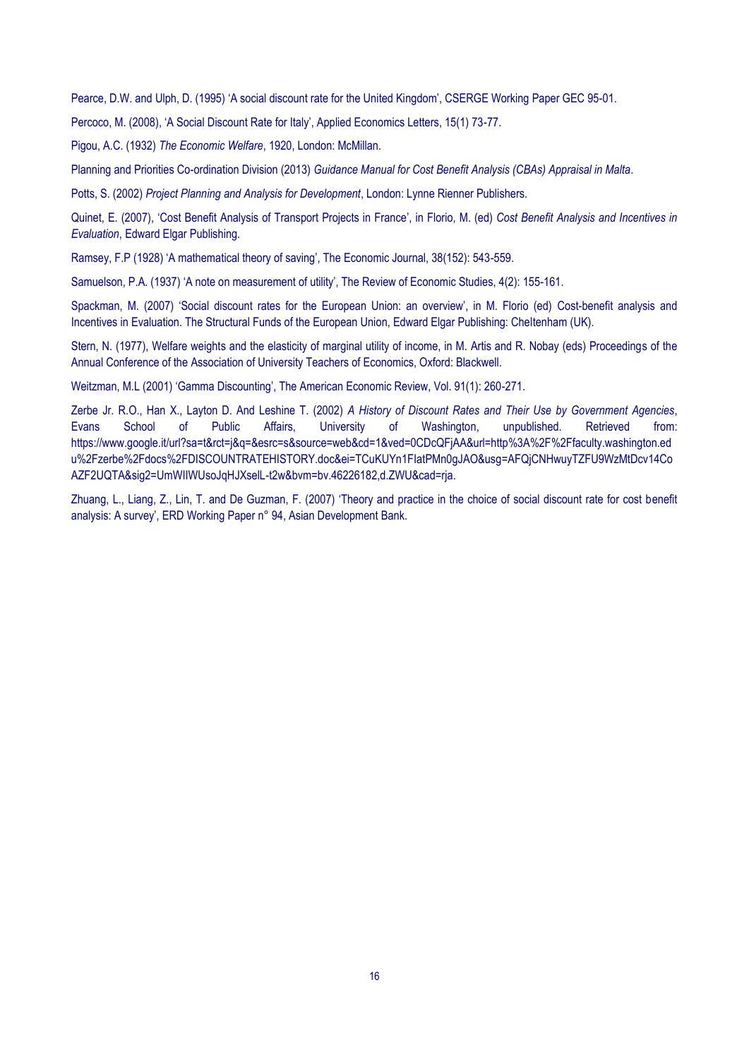Pearce, D.W. and Ulph, D. (1995) 'A social discount rate for the United Kingdom', CSERGE Working Paper GEC 95-01.

Percoco, M. (2008), 'A Social Discount Rate for Italy', Applied Economics Letters, 15(1) 73-77.

Pigou, A.C. (1932) *The Economic Welfare*, 1920, London: McMillan.

Planning and Priorities Co-ordination Division (2013) *Guidance Manual for Cost Benefit Analysis (CBAs) Appraisal in Malta*.

Potts, S. (2002) *Project Planning and Analysis for Development*, London: Lynne Rienner Publishers.

Quinet, E. (2007), 'Cost Benefit Analysis of Transport Projects in France', in Florio, M. (ed) *Cost Benefit Analysis and Incentives in Evaluation*, Edward Elgar Publishing.

Ramsey, F.P (1928) 'A mathematical theory of saving', The Economic Journal, 38(152): 543-559.

Samuelson, P.A. (1937) 'A note on measurement of utility', The Review of Economic Studies, 4(2): 155-161.

Spackman, M. (2007) 'Social discount rates for the European Union: an overview', in M. Florio (ed) Cost-benefit analysis and Incentives in Evaluation. The Structural Funds of the European Union, Edward Elgar Publishing: Cheltenham (UK).

Stern, N. (1977), Welfare weights and the elasticity of marginal utility of income, in M. Artis and R. Nobay (eds) Proceedings of the Annual Conference of the Association of University Teachers of Economics, Oxford: Blackwell.

Weitzman, M.L (2001) 'Gamma Discounting', The American Economic Review, Vol. 91(1): 260-271.

Zerbe Jr. R.O., Han X., Layton D. And Leshine T. (2002) *A History of Discount Rates and Their Use by Government Agencies*, Evans School of Public Affairs, University of Washington, unpublished. Retrieved from: https://www.google.it/url?sa=t&rct=j&q=&esrc=s&source=web&cd=1&ved=0CDcQFjAA&url=http%3A%2F%2Ffaculty.washington.edu%2Fzerbe%2Fdocs%2FDISCOUNTRATEHISTORY.doc&ei=TCuKUYn1FIatPMn0gJAO&usg=AFQjCNHwuyTZFU9WzMtDcv14CoAZF2UQTA&sig2=UmWIlWUsoJqHJXselL-t2w&bvm=bv.46226182,d.ZWU&cad=rja.

Zhuang, L., Liang, Z., Lin, T. and De Guzman, F. (2007) 'Theory and practice in the choice of social discount rate for cost benefit analysis: A survey', ERD Working Paper n° 94, Asian Development Bank.